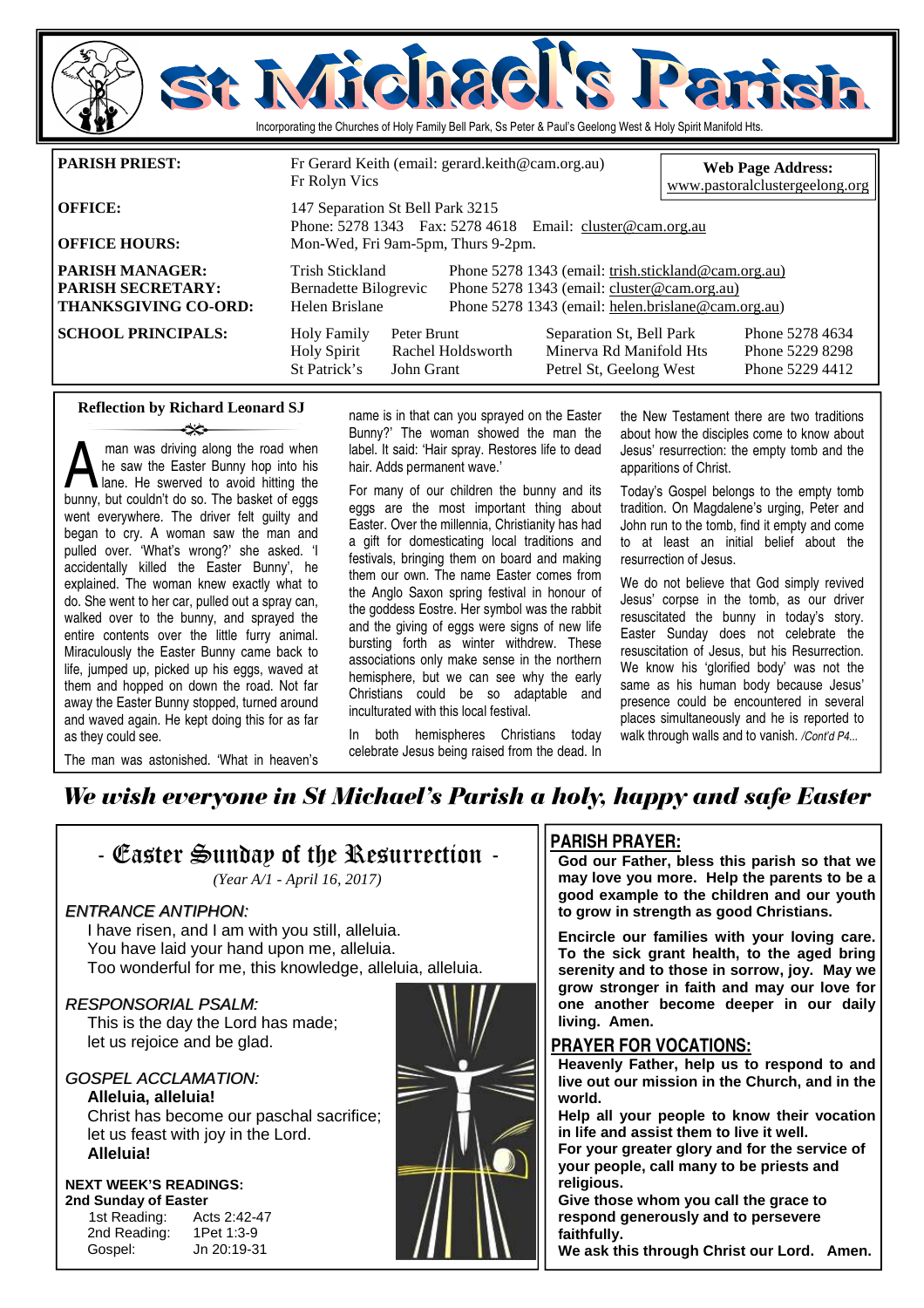# St Michael's Parish

Incorporating the Churches of Holy Family Bell Park, Ss Peter & Paul's Geelong West & Holy Spirit Manifold Hts.

**Web Page Address:** www.pastoralclustergeelong.org

| | | | |
|---|---|---|---|
| **PARISH PRIEST:** | Fr Gerard Keith (email: gerard.keith@cam.org.au) Fr Rolyn Vics | | |
| **OFFICE:** | 147 Separation St Bell Park 3215 Phone: 5278 1343 Fax: 5278 4618 Email: cluster@cam.org.au | | |
| **OFFICE HOURS:** | Mon-Wed, Fri 9am-5pm, Thurs 9-2pm. | | |
| **PARISH MANAGER:** | Trish Stickland | Phone 5278 1343 (email: trish.stickland@cam.org.au) | |
| **PARISH SECRETARY:** | Bernadette Bilogrevic | Phone 5278 1343 (email: cluster@cam.org.au) | |
| **THANKSGIVING CO-ORD:** | Helen Brislane | Phone 5278 1343 (email: helen.brislane@cam.org.au) | |
| **SCHOOL PRINCIPALS:** | Holy Family — Peter Brunt | Separation St, Bell Park | Phone 5278 4634 |
| | Holy Spirit — Rachel Holdsworth | Minerva Rd Manifold Hts | Phone 5229 8298 |
| | St Patrick's — John Grant | Petrel St, Geelong West | Phone 5229 4412 |

## Reflection by Richard Leonard SJ

A man was driving along the road when he saw the Easter Bunny hop into his lane. He swerved to avoid hitting the bunny, but couldn't do so. The basket of eggs went everywhere. The driver felt guilty and began to cry. A woman saw the man and pulled over. 'What's wrong?' she asked. 'I accidentally killed the Easter Bunny', he explained. The woman knew exactly what to do. She went to her car, pulled out a spray can, walked over to the bunny, and sprayed the entire contents over the little furry animal. Miraculously the Easter Bunny came back to life, jumped up, picked up his eggs, waved at them and hopped on down the road. Not far away the Easter Bunny stopped, turned around and waved again. He kept doing this for as far as they could see.

The man was astonished. 'What in heaven's name is in that can you sprayed on the Easter Bunny?' The woman showed the man the label. It said: 'Hair spray. Restores life to dead hair. Adds permanent wave.'

For many of our children the bunny and its eggs are the most important thing about Easter. Over the millennia, Christianity has had a gift for domesticating local traditions and festivals, bringing them on board and making them our own. The name Easter comes from the Anglo Saxon spring festival in honour of the goddess Eostre. Her symbol was the rabbit and the giving of eggs were signs of new life bursting forth as winter withdrew. These associations only make sense in the northern hemisphere, but we can see why the early Christians could be so adaptable and inculturated with this local festival.

In both hemispheres Christians today celebrate Jesus being raised from the dead. In the New Testament there are two traditions about how the disciples come to know about Jesus' resurrection: the empty tomb and the apparitions of Christ.

Today's Gospel belongs to the empty tomb tradition. On Magdalene's urging, Peter and John run to the tomb, find it empty and come to at least an initial belief about the resurrection of Jesus.

We do not believe that God simply revived Jesus' corpse in the tomb, as our driver resuscitated the bunny in today's story. Easter Sunday does not celebrate the resuscitation of Jesus, but his Resurrection. We know his 'glorified body' was not the same as his human body because Jesus' presence could be encountered in several places simultaneously and he is reported to walk through walls and to vanish. */Cont'd P4...*

***We wish everyone in St Michael's Parish a holy, happy and safe Easter***

## - Easter Sunday of the Resurrection -

*(Year A/1 - April 16, 2017)*

*ENTRANCE ANTIPHON:*

I have risen, and I am with you still, alleluia.
You have laid your hand upon me, alleluia.
Too wonderful for me, this knowledge, alleluia, alleluia.

*RESPONSORIAL PSALM:*

This is the day the Lord has made;
let us rejoice and be glad.

*GOSPEL ACCLAMATION:*

**Alleluia, alleluia!**
Christ has become our paschal sacrifice;
let us feast with joy in the Lord.
**Alleluia!**

**NEXT WEEK'S READINGS:**
**2nd Sunday of Easter**

| | |
|---|---|
| 1st Reading: | Acts 2:42-47 |
| 2nd Reading: | 1Pet 1:3-9 |
| Gospel: | Jn 20:19-31 |

## PARISH PRAYER:

**God our Father, bless this parish so that we may love you more. Help the parents to be a good example to the children and our youth to grow in strength as good Christians.**

**Encircle our families with your loving care. To the sick grant health, to the aged bring serenity and to those in sorrow, joy. May we grow stronger in faith and may our love for one another become deeper in our daily living. Amen.**

## PRAYER FOR VOCATIONS:

**Heavenly Father, help us to respond to and live out our mission in the Church, and in the world.**
**Help all your people to know their vocation in life and assist them to live it well.**
**For your greater glory and for the service of your people, call many to be priests and religious.**
**Give those whom you call the grace to respond generously and to persevere faithfully.**
**We ask this through Christ our Lord. Amen.**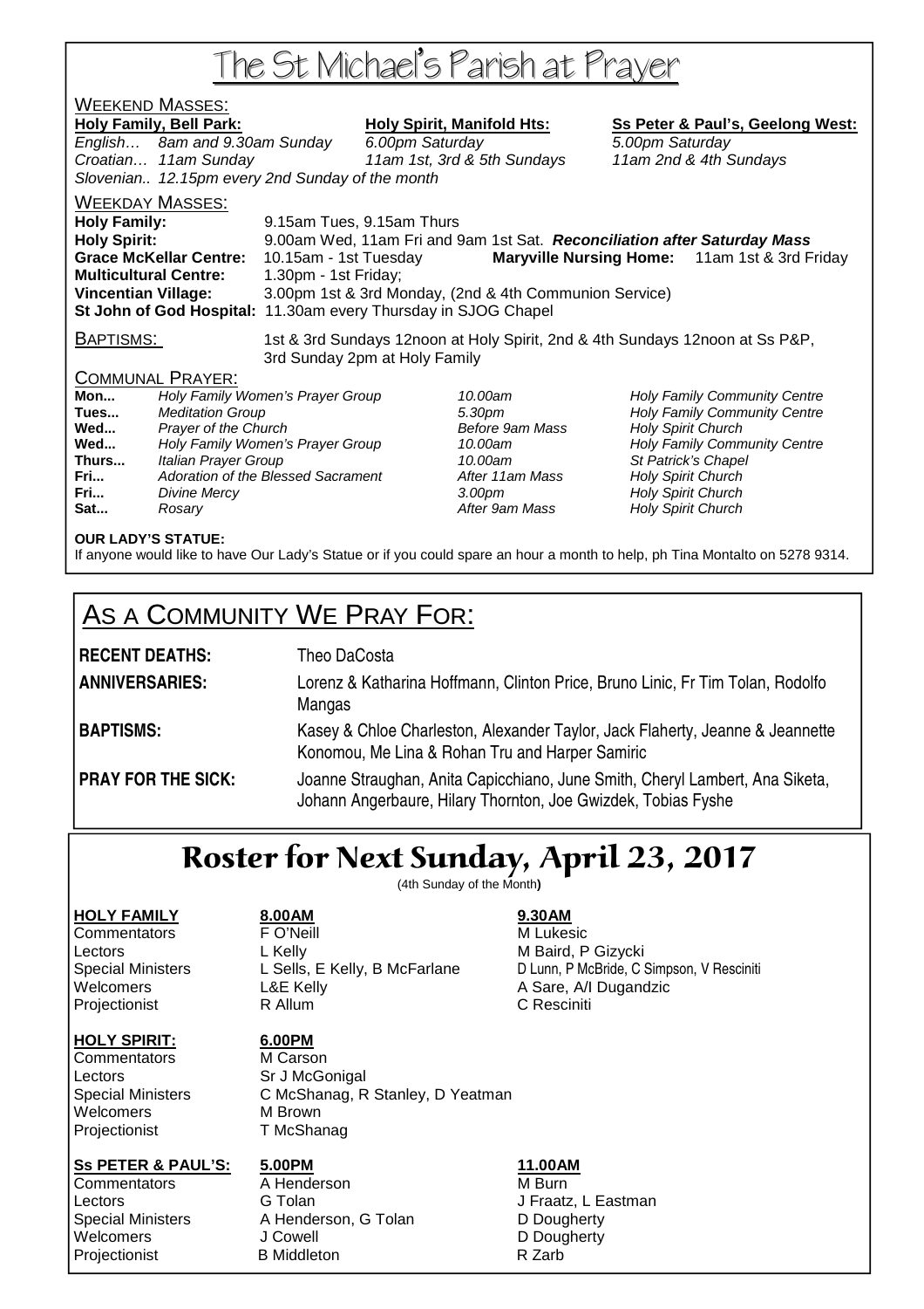# The St Michael's Parish at Prayer

## WEEKEND MASSES:

| Holy Family, Bell Park: | | Holy Spirit, Manifold Hts: | Ss Peter & Paul's, Geelong West: |
|---|---|---|---|
| *English…* | *8am and 9.30am Sunday* | *6.00pm Saturday* | *5.00pm Saturday* |
| *Croatian…* | *11am Sunday* | *11am 1st, 3rd & 5th Sundays* | *11am 2nd & 4th Sundays* |
| *Slovenian..* | *12.15pm every 2nd Sunday of the month* | | |

## WEEKDAY MASSES:

**Holy Family:** 9.15am Tues, 9.15am Thurs
**Holy Spirit:** 9.00am Wed, 11am Fri and 9am 1st Sat. ***Reconciliation after Saturday Mass***
**Grace McKellar Centre:** 10.15am - 1st Tuesday **Maryville Nursing Home:** 11am 1st & 3rd Friday
**Multicultural Centre:** 1.30pm - 1st Friday;
**Vincentian Village:** 3.00pm 1st & 3rd Monday, (2nd & 4th Communion Service)
**St John of God Hospital:** 11.30am every Thursday in SJOG Chapel

BAPTISMS: 1st & 3rd Sundays 12noon at Holy Spirit, 2nd & 4th Sundays 12noon at Ss P&P, 3rd Sunday 2pm at Holy Family

## COMMUNAL PRAYER:

| | | | |
|---|---|---|---|
| **Mon...** | *Holy Family Women's Prayer Group* | *10.00am* | *Holy Family Community Centre* |
| **Tues...** | *Meditation Group* | *5.30pm* | *Holy Family Community Centre* |
| **Wed...** | *Prayer of the Church* | *Before 9am Mass* | *Holy Spirit Church* |
| **Wed...** | *Holy Family Women's Prayer Group* | *10.00am* | *Holy Family Community Centre* |
| **Thurs...** | *Italian Prayer Group* | *10.00am* | *St Patrick's Chapel* |
| **Fri...** | *Adoration of the Blessed Sacrament* | *After 11am Mass* | *Holy Spirit Church* |
| **Fri...** | *Divine Mercy* | *3.00pm* | *Holy Spirit Church* |
| **Sat...** | *Rosary* | *After 9am Mass* | *Holy Spirit Church* |

**OUR LADY'S STATUE:**
If anyone would like to have Our Lady's Statue or if you could spare an hour a month to help, ph Tina Montalto on 5278 9314.

# AS A COMMUNITY WE PRAY FOR:

**RECENT DEATHS:** Theo DaCosta

**ANNIVERSARIES:** Lorenz & Katharina Hoffmann, Clinton Price, Bruno Linic, Fr Tim Tolan, Rodolfo Mangas

**BAPTISMS:** Kasey & Chloe Charleston, Alexander Taylor, Jack Flaherty, Jeanne & Jeannette Konomou, Me Lina & Rohan Tru and Harper Samiric

**PRAY FOR THE SICK:** Joanne Straughan, Anita Capicchiano, June Smith, Cheryl Lambert, Ana Siketa, Johann Angerbaure, Hilary Thornton, Joe Gwizdek, Tobias Fyshe

# Roster for Next Sunday, April 23, 2017

(4th Sunday of the Month)

| HOLY FAMILY | 8.00AM | 9.30AM |
|---|---|---|
| Commentators | F O'Neill | M Lukesic |
| Lectors | L Kelly | M Baird, P Gizycki |
| Special Ministers | L Sells, E Kelly, B McFarlane | D Lunn, P McBride, C Simpson, V Resciniti |
| Welcomers | L&E Kelly | A Sare, A/I Dugandzic |
| Projectionist | R Allum | C Resciniti |

| HOLY SPIRIT: | 6.00PM |
|---|---|
| Commentators | M Carson |
| Lectors | Sr J McGonigal |
| Special Ministers | C McShanag, R Stanley, D Yeatman |
| Welcomers | M Brown |
| Projectionist | T McShanag |

| Ss PETER & PAUL'S: | 5.00PM | 11.00AM |
|---|---|---|
| Commentators | A Henderson | M Burn |
| Lectors | G Tolan | J Fraatz, L Eastman |
| Special Ministers | A Henderson, G Tolan | D Dougherty |
| Welcomers | J Cowell | D Dougherty |
| Projectionist | B Middleton | R Zarb |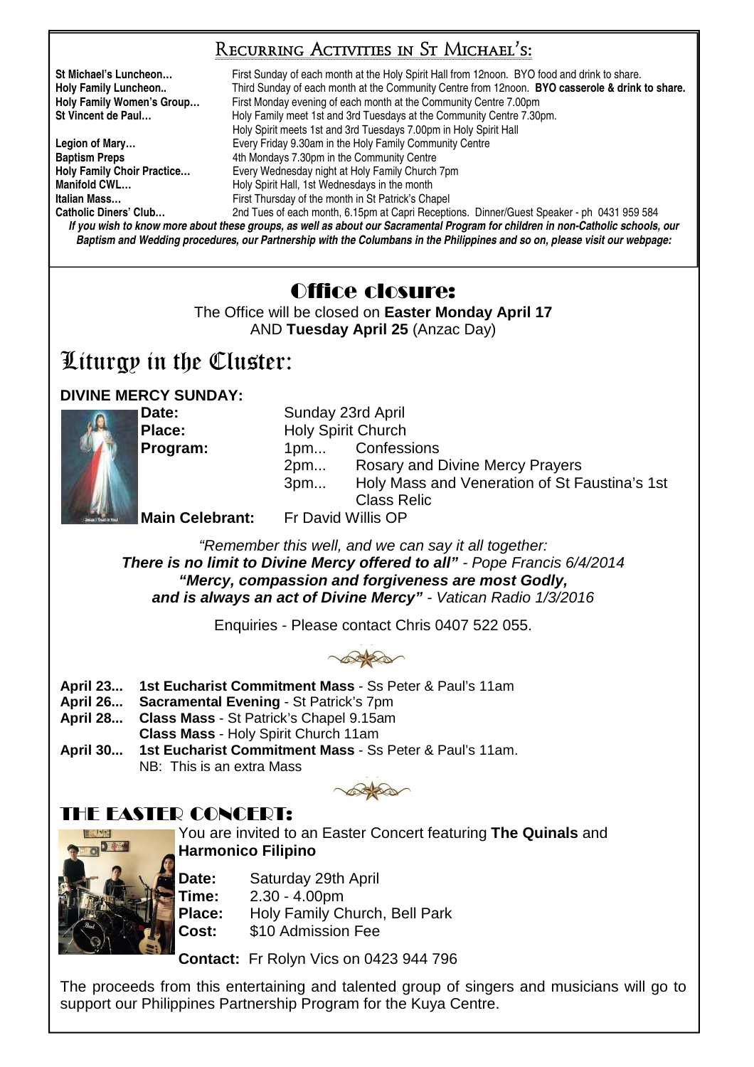## Recurring Activities in St Michael's:

**St Michael's Luncheon…** First Sunday of each month at the Holy Spirit Hall from 12noon. BYO food and drink to share.
**Holy Family Luncheon..** Third Sunday of each month at the Community Centre from 12noon. **BYO casserole & drink to share.**
**Holy Family Women's Group…** First Monday evening of each month at the Community Centre 7.00pm
**St Vincent de Paul…** Holy Family meet 1st and 3rd Tuesdays at the Community Centre 7.30pm.
Holy Spirit meets 1st and 3rd Tuesdays 7.00pm in Holy Spirit Hall
**Legion of Mary…** Every Friday 9.30am in the Holy Family Community Centre
**Baptism Preps** 4th Mondays 7.30pm in the Community Centre
**Holy Family Choir Practice…** Every Wednesday night at Holy Family Church 7pm
**Manifold CWL…** Holy Spirit Hall, 1st Wednesdays in the month
**Italian Mass…** First Thursday of the month in St Patrick's Chapel
**Catholic Diners' Club…** 2nd Tues of each month, 6.15pm at Capri Receptions. Dinner/Guest Speaker - ph 0431 959 584

***If you wish to know more about these groups, as well as about our Sacramental Program for children in non-Catholic schools, our Baptism and Wedding procedures, our Partnership with the Columbans in the Philippines and so on, please visit our webpage:***

## Office closure:

The Office will be closed on **Easter Monday April 17** AND **Tuesday April 25** (Anzac Day)

# Liturgy in the Cluster:

### DIVINE MERCY SUNDAY:

**Date:** Sunday 23rd April
**Place:** Holy Spirit Church
**Program:**
- 1pm... Confessions
- 2pm... Rosary and Divine Mercy Prayers
- 3pm... Holy Mass and Veneration of St Faustina's 1st Class Relic

**Main Celebrant:** Fr David Willis OP

*"Remember this well, and we can say it all together:*
***There is no limit to Divine Mercy offered to all"*** *- Pope Francis 6/4/2014*
***"Mercy, compassion and forgiveness are most Godly, and is always an act of Divine Mercy"*** *- Vatican Radio 1/3/2016*

Enquiries - Please contact Chris 0407 522 055.

**April 23...** **1st Eucharist Commitment Mass** - Ss Peter & Paul's 11am
**April 26...** **Sacramental Evening** - St Patrick's 7pm
**April 28...** **Class Mass** - St Patrick's Chapel 9.15am
**Class Mass** - Holy Spirit Church 11am
**April 30...** **1st Eucharist Commitment Mass** - Ss Peter & Paul's 11am.
NB: This is an extra Mass

## THE EASTER CONCERT:

You are invited to an Easter Concert featuring **The Quinals** and **Harmonico Filipino**

**Date:** Saturday 29th April
**Time:** 2.30 - 4.00pm
**Place:** Holy Family Church, Bell Park
**Cost:** $10 Admission Fee

**Contact:** Fr Rolyn Vics on 0423 944 796

The proceeds from this entertaining and talented group of singers and musicians will go to support our Philippines Partnership Program for the Kuya Centre.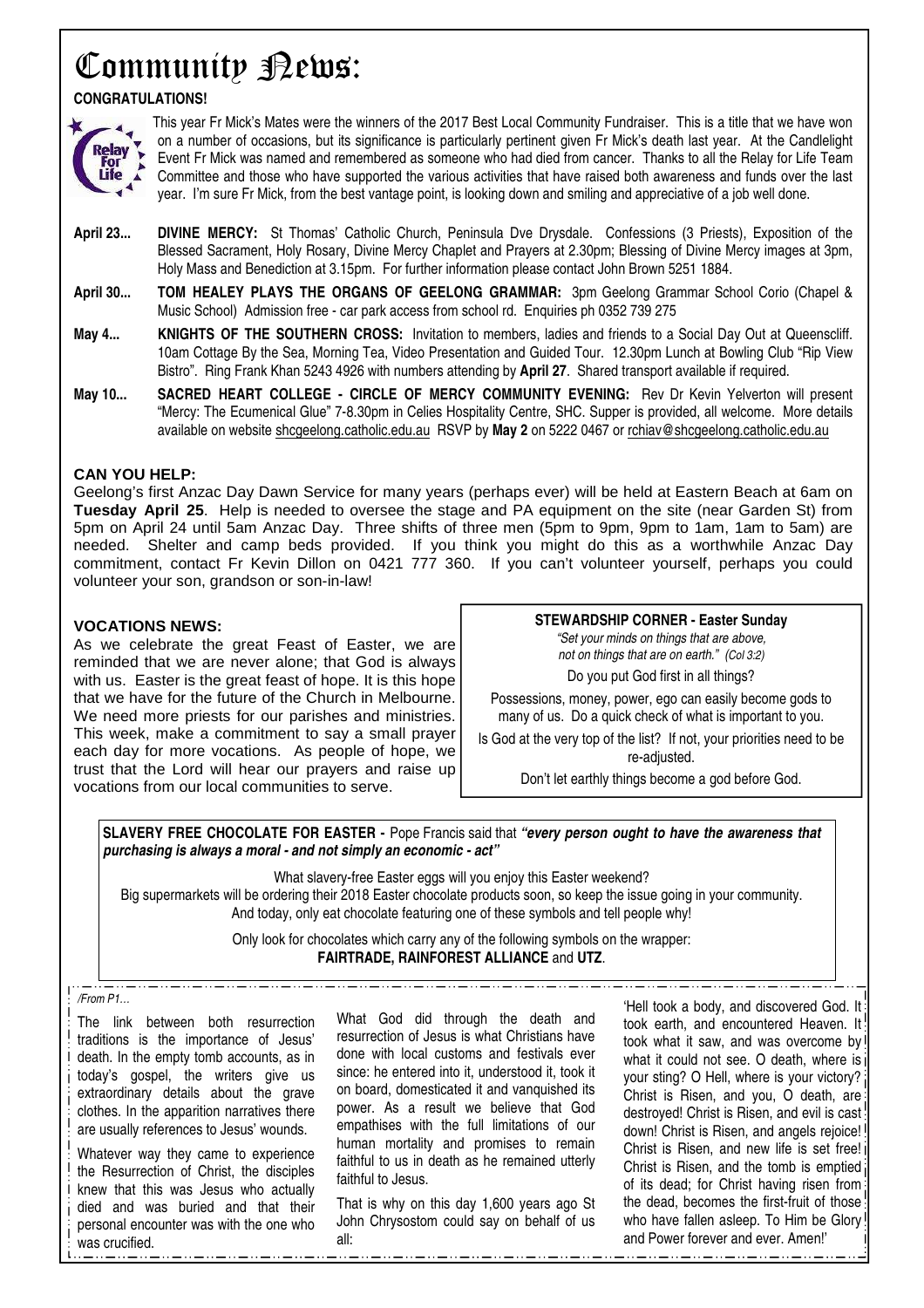# Community News:

**CONGRATULATIONS!**

This year Fr Mick's Mates were the winners of the 2017 Best Local Community Fundraiser. This is a title that we have won on a number of occasions, but its significance is particularly pertinent given Fr Mick's death last year. At the Candlelight Event Fr Mick was named and remembered as someone who had died from cancer. Thanks to all the Relay for Life Team Committee and those who have supported the various activities that have raised both awareness and funds over the last year. I'm sure Fr Mick, from the best vantage point, is looking down and smiling and appreciative of a job well done.

**April 23...** **DIVINE MERCY:** St Thomas' Catholic Church, Peninsula Dve Drysdale. Confessions (3 Priests), Exposition of the Blessed Sacrament, Holy Rosary, Divine Mercy Chaplet and Prayers at 2.30pm; Blessing of Divine Mercy images at 3pm, Holy Mass and Benediction at 3.15pm. For further information please contact John Brown 5251 1884.

**April 30...** **TOM HEALEY PLAYS THE ORGANS OF GEELONG GRAMMAR:** 3pm Geelong Grammar School Corio (Chapel & Music School) Admission free - car park access from school rd. Enquiries ph 0352 739 275

**May 4...** **KNIGHTS OF THE SOUTHERN CROSS:** Invitation to members, ladies and friends to a Social Day Out at Queenscliff. 10am Cottage By the Sea, Morning Tea, Video Presentation and Guided Tour. 12.30pm Lunch at Bowling Club "Rip View Bistro". Ring Frank Khan 5243 4926 with numbers attending by **April 27**. Shared transport available if required.

**May 10...** **SACRED HEART COLLEGE - CIRCLE OF MERCY COMMUNITY EVENING:** Rev Dr Kevin Yelverton will present "Mercy: The Ecumenical Glue" 7-8.30pm in Celies Hospitality Centre, SHC. Supper is provided, all welcome. More details available on website shcgeelong.catholic.edu.au RSVP by **May 2** on 5222 0467 or rchiav@shcgeelong.catholic.edu.au

**CAN YOU HELP:**

Geelong's first Anzac Day Dawn Service for many years (perhaps ever) will be held at Eastern Beach at 6am on **Tuesday April 25**. Help is needed to oversee the stage and PA equipment on the site (near Garden St) from 5pm on April 24 until 5am Anzac Day. Three shifts of three men (5pm to 9pm, 9pm to 1am, 1am to 5am) are needed. Shelter and camp beds provided. If you think you might do this as a worthwhile Anzac Day commitment, contact Fr Kevin Dillon on 0421 777 360. If you can't volunteer yourself, perhaps you could volunteer your son, grandson or son-in-law!

**VOCATIONS NEWS:**

As we celebrate the great Feast of Easter, we are reminded that we are never alone; that God is always with us. Easter is the great feast of hope. It is this hope that we have for the future of the Church in Melbourne. We need more priests for our parishes and ministries. This week, make a commitment to say a small prayer each day for more vocations. As people of hope, we trust that the Lord will hear our prayers and raise up vocations from our local communities to serve.

**STEWARDSHIP CORNER - Easter Sunday**

*"Set your minds on things that are above, not on things that are on earth." (Col 3:2)*

Do you put God first in all things?

Possessions, money, power, ego can easily become gods to many of us. Do a quick check of what is important to you.

Is God at the very top of the list? If not, your priorities need to be re-adjusted.

Don't let earthly things become a god before God.

**SLAVERY FREE CHOCOLATE FOR EASTER -** Pope Francis said that ***"every person ought to have the awareness that purchasing is always a moral - and not simply an economic - act"***

What slavery-free Easter eggs will you enjoy this Easter weekend?

Big supermarkets will be ordering their 2018 Easter chocolate products soon, so keep the issue going in your community.

And today, only eat chocolate featuring one of these symbols and tell people why!

Only look for chocolates which carry any of the following symbols on the wrapper:

**FAIRTRADE, RAINFOREST ALLIANCE** and **UTZ**.

*/From P1…*

The link between both resurrection traditions is the importance of Jesus' death. In the empty tomb accounts, as in today's gospel, the writers give us extraordinary details about the grave clothes. In the apparition narratives there are usually references to Jesus' wounds.

Whatever way they came to experience the Resurrection of Christ, the disciples knew that this was Jesus who actually died and was buried and that their personal encounter was with the one who was crucified.

What God did through the death and resurrection of Jesus is what Christians have done with local customs and festivals ever since: he entered into it, understood it, took it on board, domesticated it and vanquished its power. As a result we believe that God empathises with the full limitations of our human mortality and promises to remain faithful to us in death as he remained utterly faithful to Jesus.

That is why on this day 1,600 years ago St John Chrysostom could say on behalf of us all:

'Hell took a body, and discovered God. It took earth, and encountered Heaven. It took what it saw, and was overcome by what it could not see. O death, where is your sting? O Hell, where is your victory? Christ is Risen, and you, O death, are destroyed! Christ is Risen, and evil is cast down! Christ is Risen, and angels rejoice! Christ is Risen, and new life is set free! Christ is Risen, and the tomb is emptied of its dead; for Christ having risen from the dead, becomes the first-fruit of those who have fallen asleep. To Him be Glory and Power forever and ever. Amen!'